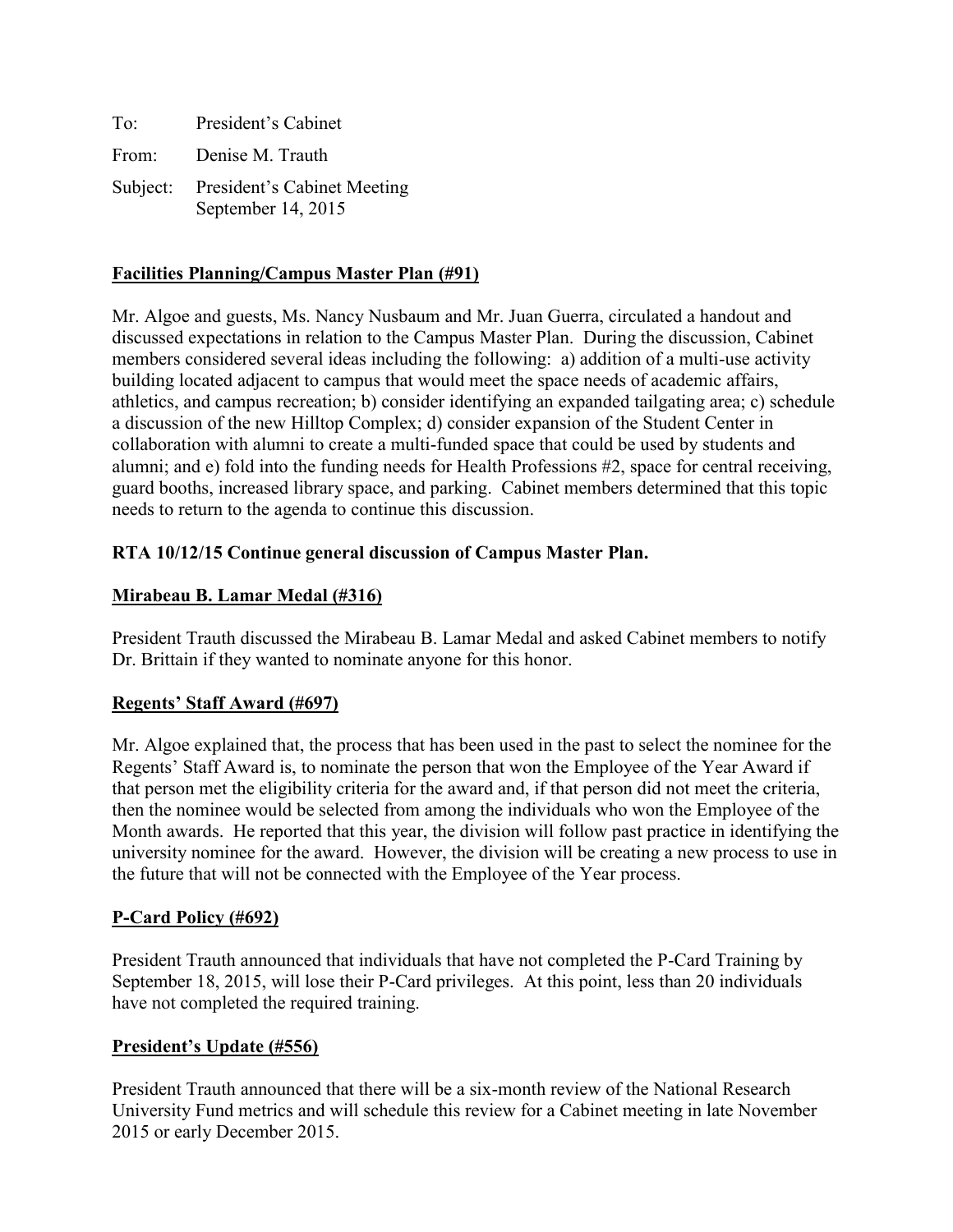To: President's Cabinet

From: Denise M. Trauth

Subject: President's Cabinet Meeting September 14, 2015

## Facilities Planning/Campus Master Plan (#91)

Mr. Algoe and guests, Ms. Nancy Nusbaum and Mr. Juan Guerra, circulated a handout and discussed expectations in relation to the Campus Master Plan. During the discussion, Cabinet members considered several ideas including the following: a) addition of a multi-use activity building located adjacent to campus that would meet the space needs of academic affairs, athletics, and campus recreation; b) consider identifying an expanded tailgating area; c) schedule a discussion of the new Hilltop Complex; d) consider expansion of the Student Center in collaboration with alumni to create a multi-funded space that could be used by students and alumni; and e) fold into the funding needs for Health Professions #2, space for central receiving, guard booths, increased library space, and parking. Cabinet members determined that this topic needs to return to the agenda to continue this discussion.

**RTA 10/12/15 Continue general discussion of Campus Master Plan.**

## Mirabeau B. Lamar Medal (#316)

President Trauth discussed the Mirabeau B. Lamar Medal and asked Cabinet members to notify Dr. Brittain if they wanted to nominate anyone for this honor.

## Regents' Staff Award (#697)

Mr. Algoe explained that, the process that has been used in the past to select the nominee for the Regents' Staff Award is, to nominate the person that won the Employee of the Year Award if that person met the eligibility criteria for the award and, if that person did not meet the criteria, then the nominee would be selected from among the individuals who won the Employee of the Month awards. He reported that this year, the division will follow past practice in identifying the university nominee for the award. However, the division will be creating a new process to use in the future that will not be connected with the Employee of the Year process.

## P-Card Policy (#692)

President Trauth announced that individuals that have not completed the P-Card Training by September 18, 2015, will lose their P-Card privileges. At this point, less than 20 individuals have not completed the required training.

## President's Update (#556)

President Trauth announced that there will be a six-month review of the National Research University Fund metrics and will schedule this review for a Cabinet meeting in late November 2015 or early December 2015.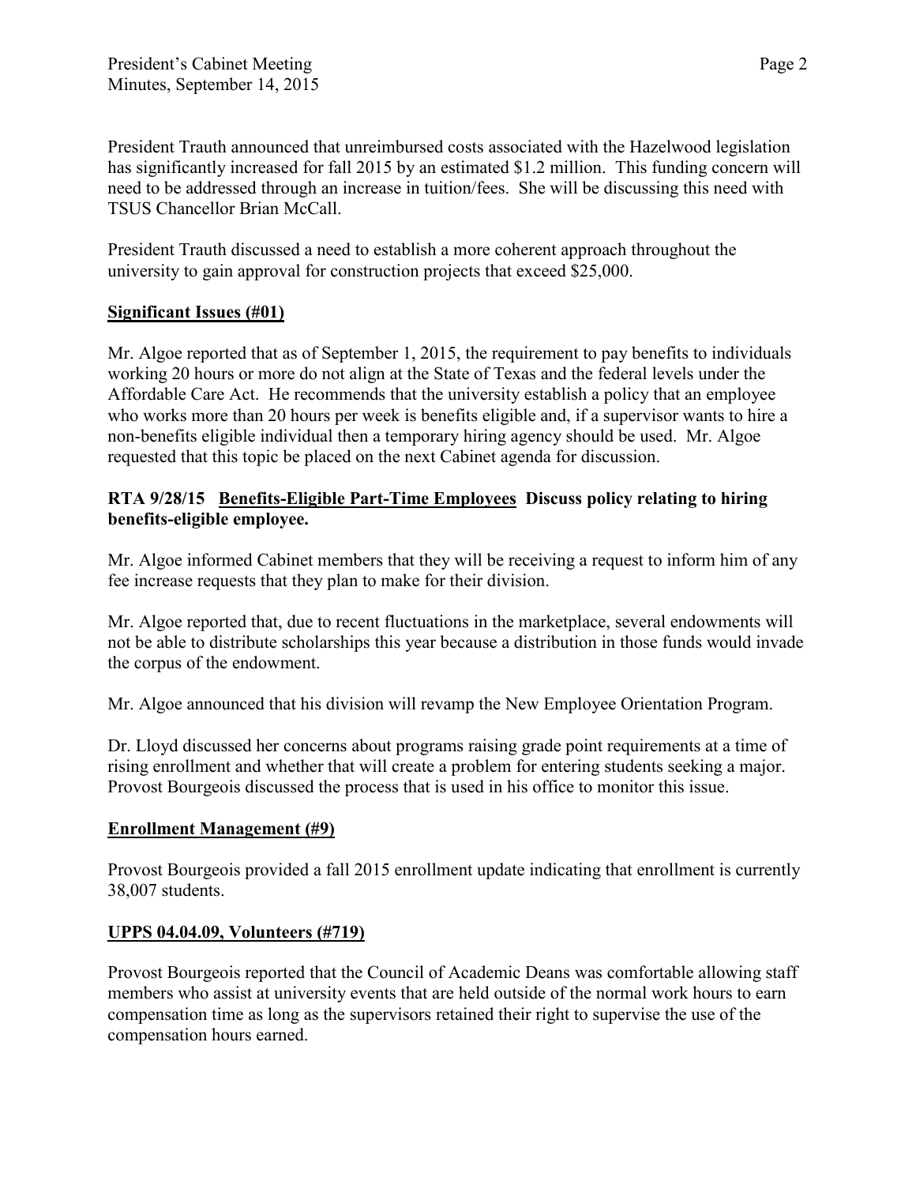President Trauth announced that unreimbursed costs associated with the Hazelwood legislation has significantly increased for fall 2015 by an estimated $1.2 million. This funding concern will need to be addressed through an increase in tuition/fees. She will be discussing this need with TSUS Chancellor Brian McCall.

President Trauth discussed a need to establish a more coherent approach throughout the university to gain approval for construction projects that exceed $25,000.

## Significant Issues (#01)

Mr. Algoe reported that as of September 1, 2015, the requirement to pay benefits to individuals working 20 hours or more do not align at the State of Texas and the federal levels under the Affordable Care Act. He recommends that the university establish a policy that an employee who works more than 20 hours per week is benefits eligible and, if a supervisor wants to hire a non-benefits eligible individual then a temporary hiring agency should be used. Mr. Algoe requested that this topic be placed on the next Cabinet agenda for discussion.

**RTA 9/28/15 Benefits-Eligible Part-Time Employees Discuss policy relating to hiring benefits-eligible employee.**

Mr. Algoe informed Cabinet members that they will be receiving a request to inform him of any fee increase requests that they plan to make for their division.

Mr. Algoe reported that, due to recent fluctuations in the marketplace, several endowments will not be able to distribute scholarships this year because a distribution in those funds would invade the corpus of the endowment.

Mr. Algoe announced that his division will revamp the New Employee Orientation Program.

Dr. Lloyd discussed her concerns about programs raising grade point requirements at a time of rising enrollment and whether that will create a problem for entering students seeking a major. Provost Bourgeois discussed the process that is used in his office to monitor this issue.

## Enrollment Management (#9)

Provost Bourgeois provided a fall 2015 enrollment update indicating that enrollment is currently 38,007 students.

## UPPS 04.04.09, Volunteers (#719)

Provost Bourgeois reported that the Council of Academic Deans was comfortable allowing staff members who assist at university events that are held outside of the normal work hours to earn compensation time as long as the supervisors retained their right to supervise the use of the compensation hours earned.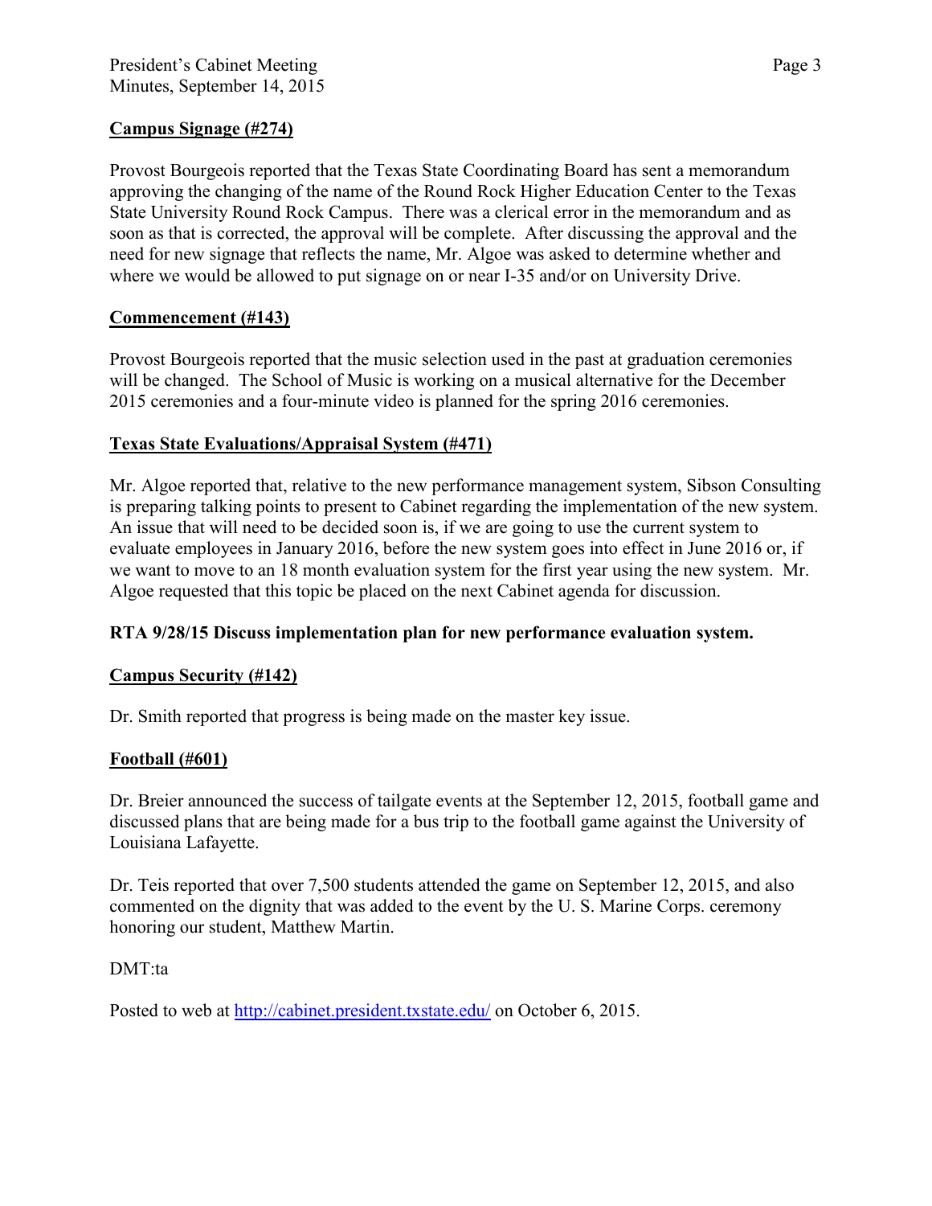**Campus Signage (#274)**

Provost Bourgeois reported that the Texas State Coordinating Board has sent a memorandum approving the changing of the name of the Round Rock Higher Education Center to the Texas State University Round Rock Campus. There was a clerical error in the memorandum and as soon as that is corrected, the approval will be complete. After discussing the approval and the need for new signage that reflects the name, Mr. Algoe was asked to determine whether and where we would be allowed to put signage on or near I-35 and/or on University Drive.

**Commencement (#143)**

Provost Bourgeois reported that the music selection used in the past at graduation ceremonies will be changed. The School of Music is working on a musical alternative for the December 2015 ceremonies and a four-minute video is planned for the spring 2016 ceremonies.

**Texas State Evaluations/Appraisal System (#471)**

Mr. Algoe reported that, relative to the new performance management system, Sibson Consulting is preparing talking points to present to Cabinet regarding the implementation of the new system. An issue that will need to be decided soon is, if we are going to use the current system to evaluate employees in January 2016, before the new system goes into effect in June 2016 or, if we want to move to an 18 month evaluation system for the first year using the new system. Mr. Algoe requested that this topic be placed on the next Cabinet agenda for discussion.

**RTA 9/28/15 Discuss implementation plan for new performance evaluation system.**

**Campus Security (#142)**

Dr. Smith reported that progress is being made on the master key issue.

**Football (#601)**

Dr. Breier announced the success of tailgate events at the September 12, 2015, football game and discussed plans that are being made for a bus trip to the football game against the University of Louisiana Lafayette.

Dr. Teis reported that over 7,500 students attended the game on September 12, 2015, and also commented on the dignity that was added to the event by the U. S. Marine Corps. ceremony honoring our student, Matthew Martin.

DMT:ta

Posted to web at http://cabinet.president.txstate.edu/ on October 6, 2015.